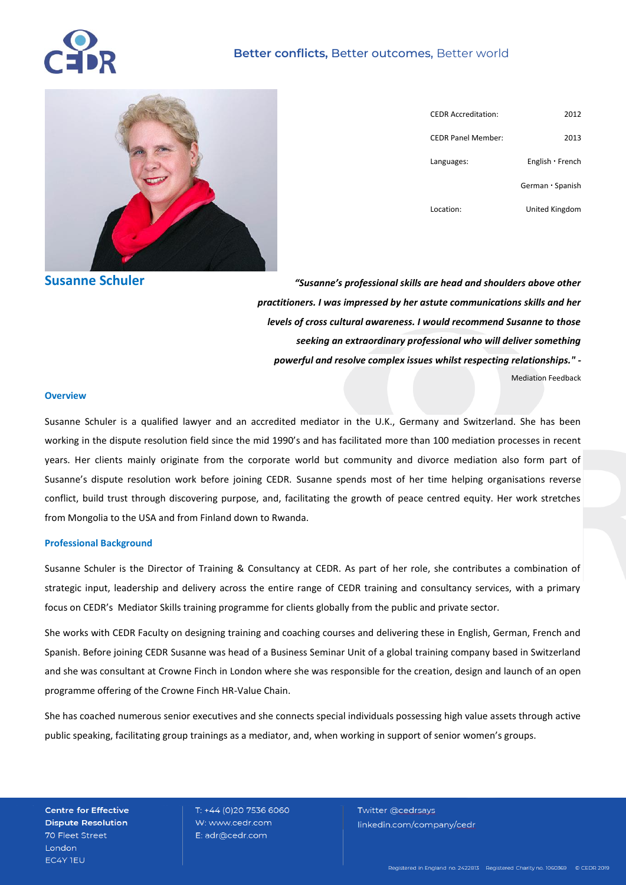Better conflicts, Better outcomes, Better world

| | |
|---|---|
| CEDR Accreditation: | 2012 |
| CEDR Panel Member: | 2013 |
| Languages: | English · French German · Spanish |
| Location: | United Kingdom |

# Susanne Schuler

***"Susanne's professional skills are head and shoulders above other practitioners. I was impressed by her astute communications skills and her levels of cross cultural awareness. I would recommend Susanne to those seeking an extraordinary professional who will deliver something powerful and resolve complex issues whilst respecting relationships." -***

Mediation Feedback

## Overview

Susanne Schuler is a qualified lawyer and an accredited mediator in the U.K., Germany and Switzerland. She has been working in the dispute resolution field since the mid 1990's and has facilitated more than 100 mediation processes in recent years. Her clients mainly originate from the corporate world but community and divorce mediation also form part of Susanne's dispute resolution work before joining CEDR. Susanne spends most of her time helping organisations reverse conflict, build trust through discovering purpose, and, facilitating the growth of peace centred equity. Her work stretches from Mongolia to the USA and from Finland down to Rwanda.

## Professional Background

Susanne Schuler is the Director of Training & Consultancy at CEDR. As part of her role, she contributes a combination of strategic input, leadership and delivery across the entire range of CEDR training and consultancy services, with a primary focus on CEDR's Mediator Skills training programme for clients globally from the public and private sector.

She works with CEDR Faculty on designing training and coaching courses and delivering these in English, German, French and Spanish. Before joining CEDR Susanne was head of a Business Seminar Unit of a global training company based in Switzerland and she was consultant at Crowne Finch in London where she was responsible for the creation, design and launch of an open programme offering of the Crowne Finch HR-Value Chain.

She has coached numerous senior executives and she connects special individuals possessing high value assets through active public speaking, facilitating group trainings as a mediator, and, when working in support of senior women's groups.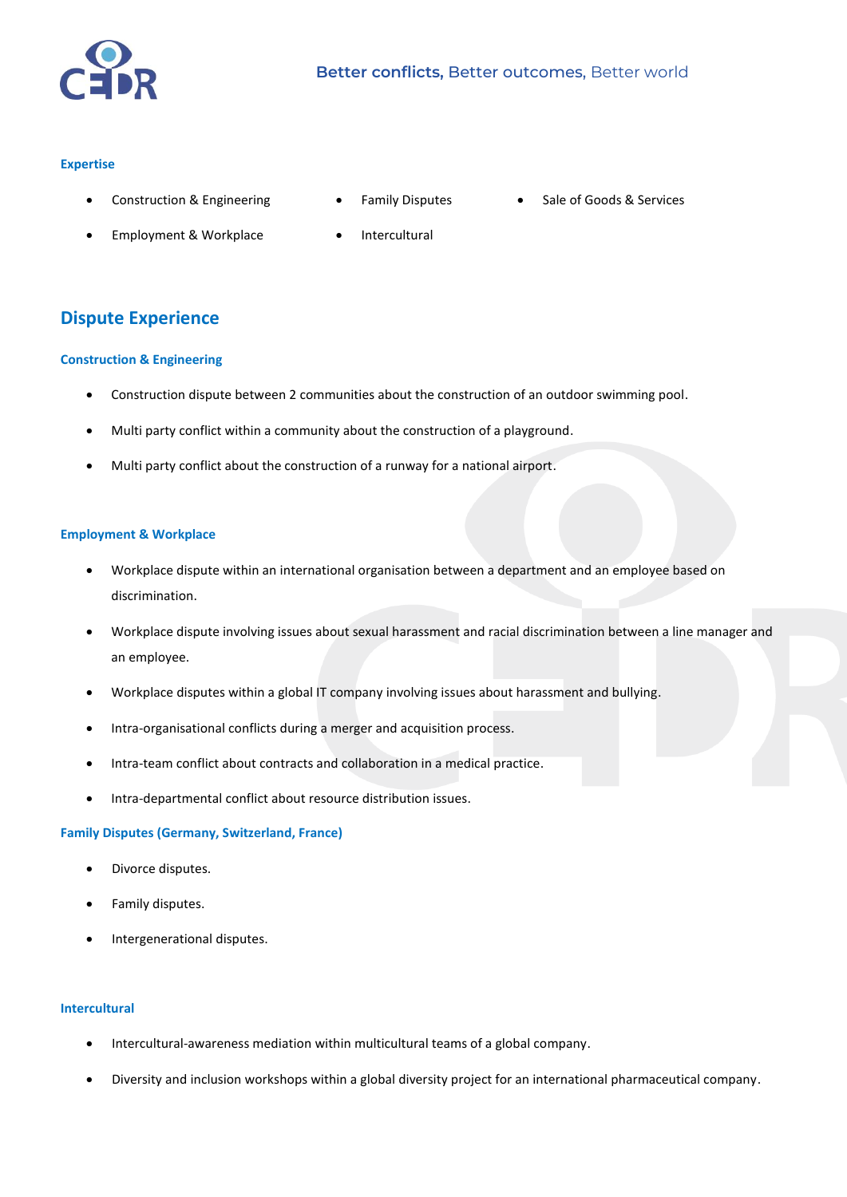### Expertise

- Construction & Engineering
- Employment & Workplace
- Family Disputes
- Intercultural
- Sale of Goods & Services

## Dispute Experience

### Construction & Engineering

- Construction dispute between 2 communities about the construction of an outdoor swimming pool.
- Multi party conflict within a community about the construction of a playground.
- Multi party conflict about the construction of a runway for a national airport.

### Employment & Workplace

- Workplace dispute within an international organisation between a department and an employee based on discrimination.
- Workplace dispute involving issues about sexual harassment and racial discrimination between a line manager and an employee.
- Workplace disputes within a global IT company involving issues about harassment and bullying.
- Intra-organisational conflicts during a merger and acquisition process.
- Intra-team conflict about contracts and collaboration in a medical practice.
- Intra-departmental conflict about resource distribution issues.

### Family Disputes (Germany, Switzerland, France)

- Divorce disputes.
- Family disputes.
- Intergenerational disputes.

### Intercultural

- Intercultural-awareness mediation within multicultural teams of a global company.
- Diversity and inclusion workshops within a global diversity project for an international pharmaceutical company.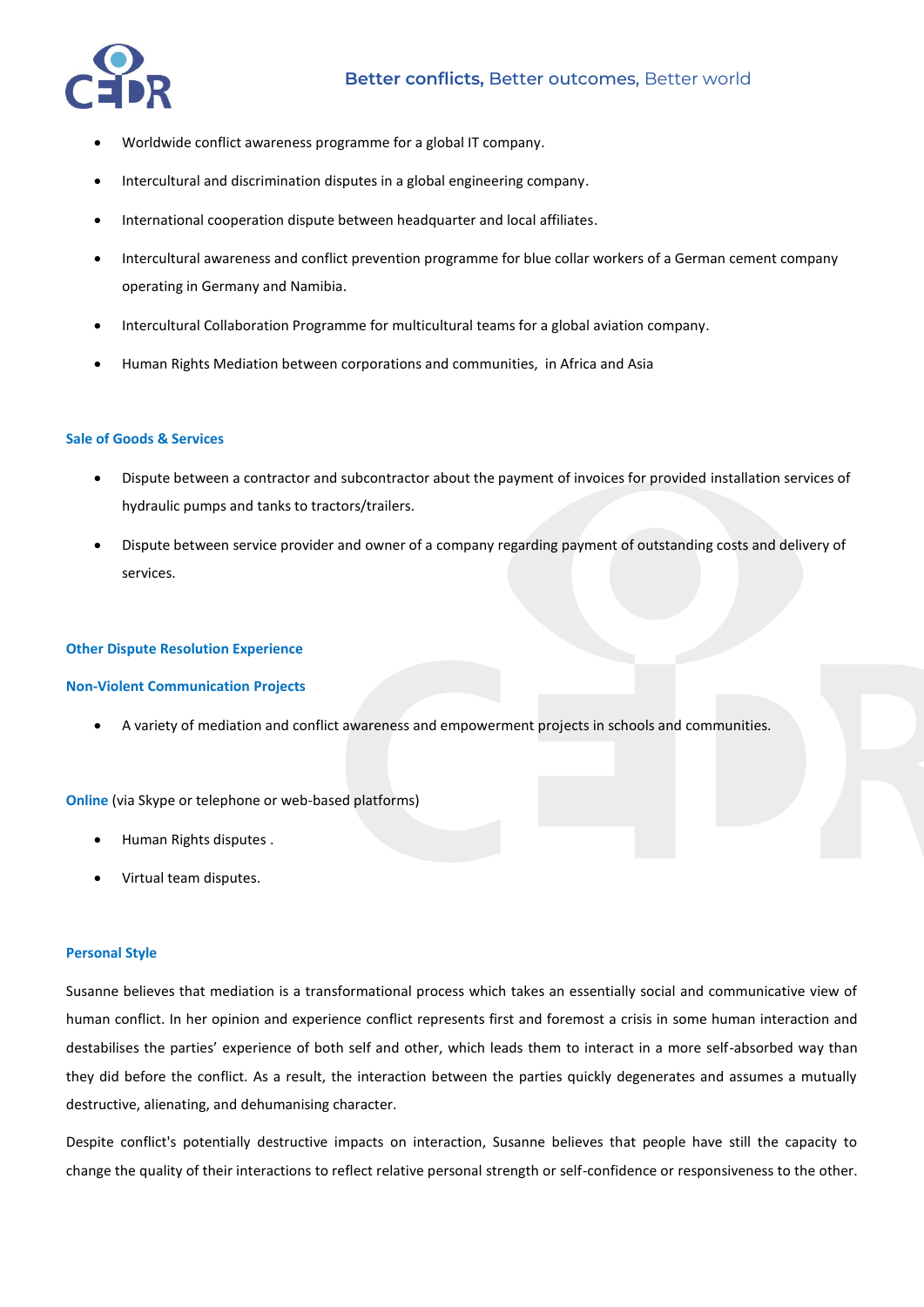- Worldwide conflict awareness programme for a global IT company.
- Intercultural and discrimination disputes in a global engineering company.
- International cooperation dispute between headquarter and local affiliates.
- Intercultural awareness and conflict prevention programme for blue collar workers of a German cement company operating in Germany and Namibia.
- Intercultural Collaboration Programme for multicultural teams for a global aviation company.
- Human Rights Mediation between corporations and communities, in Africa and Asia

### Sale of Goods & Services

- Dispute between a contractor and subcontractor about the payment of invoices for provided installation services of hydraulic pumps and tanks to tractors/trailers.
- Dispute between service provider and owner of a company regarding payment of outstanding costs and delivery of services.

### Other Dispute Resolution Experience

### Non-Violent Communication Projects

- A variety of mediation and conflict awareness and empowerment projects in schools and communities.

**Online** (via Skype or telephone or web-based platforms)

- Human Rights disputes .
- Virtual team disputes.

### Personal Style

Susanne believes that mediation is a transformational process which takes an essentially social and communicative view of human conflict. In her opinion and experience conflict represents first and foremost a crisis in some human interaction and destabilises the parties' experience of both self and other, which leads them to interact in a more self-absorbed way than they did before the conflict. As a result, the interaction between the parties quickly degenerates and assumes a mutually destructive, alienating, and dehumanising character.

Despite conflict's potentially destructive impacts on interaction, Susanne believes that people have still the capacity to change the quality of their interactions to reflect relative personal strength or self-confidence or responsiveness to the other.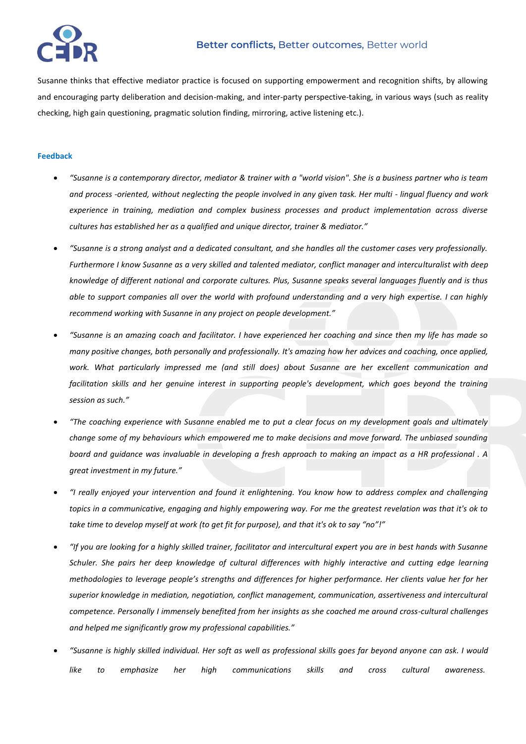Susanne thinks that effective mediator practice is focused on supporting empowerment and recognition shifts, by allowing and encouraging party deliberation and decision-making, and inter-party perspective-taking, in various ways (such as reality checking, high gain questioning, pragmatic solution finding, mirroring, active listening etc.).

### Feedback

- *"Susanne is a contemporary director, mediator & trainer with a "world vision". She is a business partner who is team and process -oriented, without neglecting the people involved in any given task. Her multi - lingual fluency and work experience in training, mediation and complex business processes and product implementation across diverse cultures has established her as a qualified and unique director, trainer & mediator."*
- *"Susanne is a strong analyst and a dedicated consultant, and she handles all the customer cases very professionally. Furthermore I know Susanne as a very skilled and talented mediator, conflict manager and interculturalist with deep knowledge of different national and corporate cultures. Plus, Susanne speaks several languages fluently and is thus able to support companies all over the world with profound understanding and a very high expertise. I can highly recommend working with Susanne in any project on people development."*
- *"Susanne is an amazing coach and facilitator. I have experienced her coaching and since then my life has made so many positive changes, both personally and professionally. It's amazing how her advices and coaching, once applied, work. What particularly impressed me (and still does) about Susanne are her excellent communication and facilitation skills and her genuine interest in supporting people's development, which goes beyond the training session as such."*
- *"The coaching experience with Susanne enabled me to put a clear focus on my development goals and ultimately change some of my behaviours which empowered me to make decisions and move forward. The unbiased sounding board and guidance was invaluable in developing a fresh approach to making an impact as a HR professional . A great investment in my future."*
- *"I really enjoyed your intervention and found it enlightening. You know how to address complex and challenging topics in a communicative, engaging and highly empowering way. For me the greatest revelation was that it's ok to take time to develop myself at work (to get fit for purpose), and that it's ok to say "no"!"*
- *"If you are looking for a highly skilled trainer, facilitator and intercultural expert you are in best hands with Susanne Schuler. She pairs her deep knowledge of cultural differences with highly interactive and cutting edge learning methodologies to leverage people's strengths and differences for higher performance. Her clients value her for her superior knowledge in mediation, negotiation, conflict management, communication, assertiveness and intercultural competence. Personally I immensely benefited from her insights as she coached me around cross-cultural challenges and helped me significantly grow my professional capabilities."*
- *"Susanne is highly skilled individual. Her soft as well as professional skills goes far beyond anyone can ask. I would like to emphasize her high communications skills and cross cultural awareness.*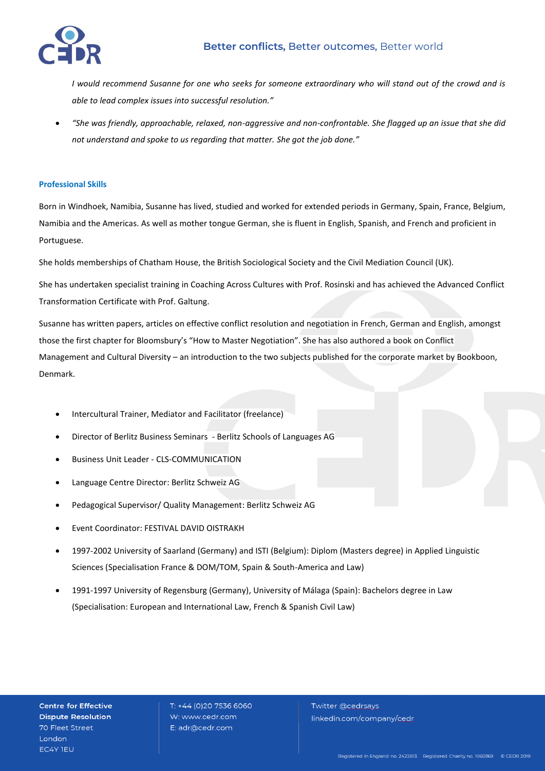*I would recommend Susanne for one who seeks for someone extraordinary who will stand out of the crowd and is able to lead complex issues into successful resolution."*

- *"She was friendly, approachable, relaxed, non-aggressive and non-confrontable. She flagged up an issue that she did not understand and spoke to us regarding that matter. She got the job done."*

### Professional Skills

Born in Windhoek, Namibia, Susanne has lived, studied and worked for extended periods in Germany, Spain, France, Belgium, Namibia and the Americas. As well as mother tongue German, she is fluent in English, Spanish, and French and proficient in Portuguese.

She holds memberships of Chatham House, the British Sociological Society and the Civil Mediation Council (UK).

She has undertaken specialist training in Coaching Across Cultures with Prof. Rosinski and has achieved the Advanced Conflict Transformation Certificate with Prof. Galtung.

Susanne has written papers, articles on effective conflict resolution and negotiation in French, German and English, amongst those the first chapter for Bloomsbury's "How to Master Negotiation". She has also authored a book on Conflict Management and Cultural Diversity – an introduction to the two subjects published for the corporate market by Bookboon, Denmark.

- Intercultural Trainer, Mediator and Facilitator (freelance)
- Director of Berlitz Business Seminars - Berlitz Schools of Languages AG
- Business Unit Leader - CLS-COMMUNICATION
- Language Centre Director: Berlitz Schweiz AG
- Pedagogical Supervisor/ Quality Management: Berlitz Schweiz AG
- Event Coordinator: FESTIVAL DAVID OISTRAKH
- 1997-2002 University of Saarland (Germany) and ISTI (Belgium): Diplom (Masters degree) in Applied Linguistic Sciences (Specialisation France & DOM/TOM, Spain & South-America and Law)
- 1991-1997 University of Regensburg (Germany), University of Málaga (Spain): Bachelors degree in Law (Specialisation: European and International Law, French & Spanish Civil Law)